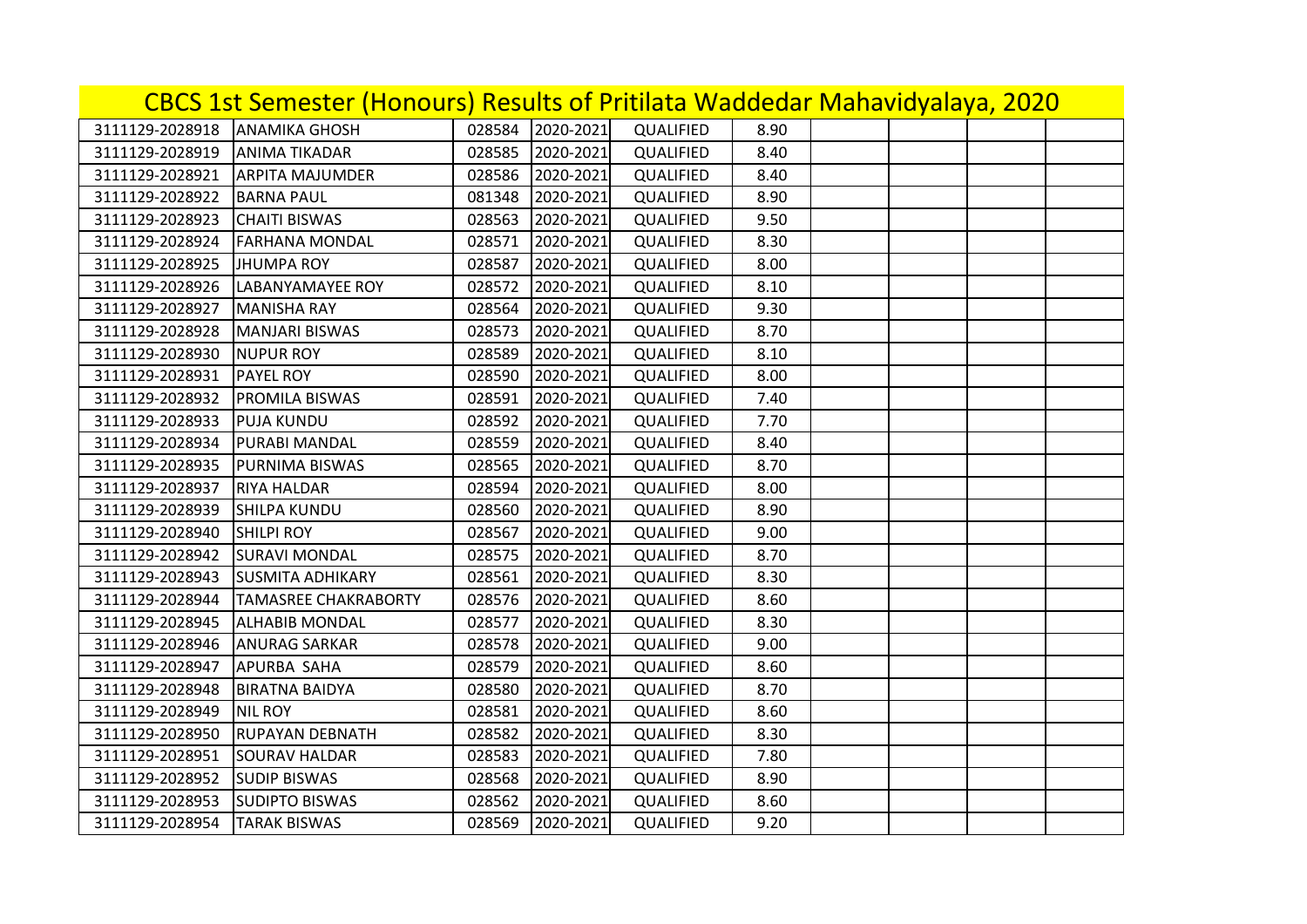# CBCS 1st Semester (Honours) Results of Pritilata Waddedar Mahavidyalaya, 2020

| | | | | | | | | | |
|---|---|---|---|---|---|---|---|---|---|
| 3111129-2028918 | ANAMIKA GHOSH | 028584 | 2020-2021 | QUALIFIED | 8.90 | | | | |
| 3111129-2028919 | ANIMA TIKADAR | 028585 | 2020-2021 | QUALIFIED | 8.40 | | | | |
| 3111129-2028921 | ARPITA MAJUMDER | 028586 | 2020-2021 | QUALIFIED | 8.40 | | | | |
| 3111129-2028922 | BARNA PAUL | 081348 | 2020-2021 | QUALIFIED | 8.90 | | | | |
| 3111129-2028923 | CHAITI BISWAS | 028563 | 2020-2021 | QUALIFIED | 9.50 | | | | |
| 3111129-2028924 | FARHANA MONDAL | 028571 | 2020-2021 | QUALIFIED | 8.30 | | | | |
| 3111129-2028925 | JHUMPA ROY | 028587 | 2020-2021 | QUALIFIED | 8.00 | | | | |
| 3111129-2028926 | LABANYAMAYEE ROY | 028572 | 2020-2021 | QUALIFIED | 8.10 | | | | |
| 3111129-2028927 | MANISHA RAY | 028564 | 2020-2021 | QUALIFIED | 9.30 | | | | |
| 3111129-2028928 | MANJARI BISWAS | 028573 | 2020-2021 | QUALIFIED | 8.70 | | | | |
| 3111129-2028930 | NUPUR ROY | 028589 | 2020-2021 | QUALIFIED | 8.10 | | | | |
| 3111129-2028931 | PAYEL ROY | 028590 | 2020-2021 | QUALIFIED | 8.00 | | | | |
| 3111129-2028932 | PROMILA BISWAS | 028591 | 2020-2021 | QUALIFIED | 7.40 | | | | |
| 3111129-2028933 | PUJA KUNDU | 028592 | 2020-2021 | QUALIFIED | 7.70 | | | | |
| 3111129-2028934 | PURABI MANDAL | 028559 | 2020-2021 | QUALIFIED | 8.40 | | | | |
| 3111129-2028935 | PURNIMA BISWAS | 028565 | 2020-2021 | QUALIFIED | 8.70 | | | | |
| 3111129-2028937 | RIYA HALDAR | 028594 | 2020-2021 | QUALIFIED | 8.00 | | | | |
| 3111129-2028939 | SHILPA KUNDU | 028560 | 2020-2021 | QUALIFIED | 8.90 | | | | |
| 3111129-2028940 | SHILPI ROY | 028567 | 2020-2021 | QUALIFIED | 9.00 | | | | |
| 3111129-2028942 | SURAVI MONDAL | 028575 | 2020-2021 | QUALIFIED | 8.70 | | | | |
| 3111129-2028943 | SUSMITA ADHIKARY | 028561 | 2020-2021 | QUALIFIED | 8.30 | | | | |
| 3111129-2028944 | TAMASREE CHAKRABORTY | 028576 | 2020-2021 | QUALIFIED | 8.60 | | | | |
| 3111129-2028945 | ALHABIB MONDAL | 028577 | 2020-2021 | QUALIFIED | 8.30 | | | | |
| 3111129-2028946 | ANURAG SARKAR | 028578 | 2020-2021 | QUALIFIED | 9.00 | | | | |
| 3111129-2028947 | APURBA SAHA | 028579 | 2020-2021 | QUALIFIED | 8.60 | | | | |
| 3111129-2028948 | BIRATNA BAIDYA | 028580 | 2020-2021 | QUALIFIED | 8.70 | | | | |
| 3111129-2028949 | NIL ROY | 028581 | 2020-2021 | QUALIFIED | 8.60 | | | | |
| 3111129-2028950 | RUPAYAN DEBNATH | 028582 | 2020-2021 | QUALIFIED | 8.30 | | | | |
| 3111129-2028951 | SOURAV HALDAR | 028583 | 2020-2021 | QUALIFIED | 7.80 | | | | |
| 3111129-2028952 | SUDIP BISWAS | 028568 | 2020-2021 | QUALIFIED | 8.90 | | | | |
| 3111129-2028953 | SUDIPTO BISWAS | 028562 | 2020-2021 | QUALIFIED | 8.60 | | | | |
| 3111129-2028954 | TARAK BISWAS | 028569 | 2020-2021 | QUALIFIED | 9.20 | | | | |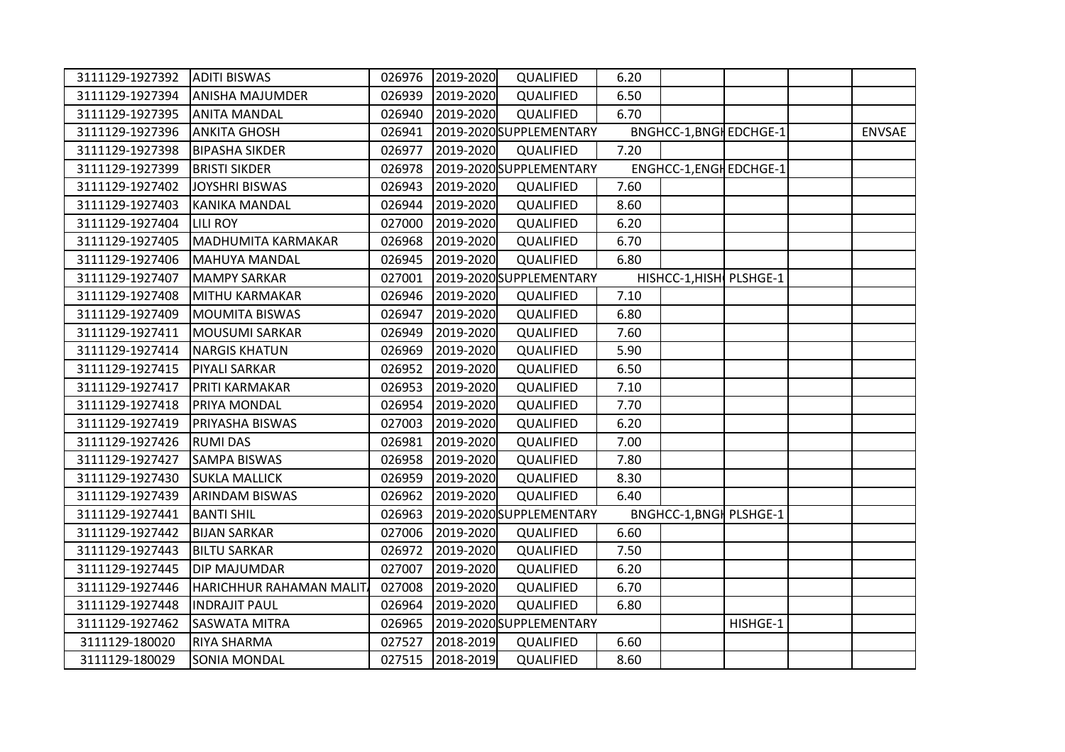| | | | | | | | | | |
|---|---|---|---|---|---|---|---|---|---|
| 3111129-1927392 | ADITI BISWAS | 026976 | 2019-2020 | QUALIFIED | 6.20 | | | | |
| 3111129-1927394 | ANISHA MAJUMDER | 026939 | 2019-2020 | QUALIFIED | 6.50 | | | | |
| 3111129-1927395 | ANITA MANDAL | 026940 | 2019-2020 | QUALIFIED | 6.70 | | | | |
| 3111129-1927396 | ANKITA GHOSH | 026941 | 2019-2020 | SUPPLEMENTARY | | BNGHCC-1,BNGH | EDCHGE-1 | | ENVSAE |
| 3111129-1927398 | BIPASHA SIKDER | 026977 | 2019-2020 | QUALIFIED | 7.20 | | | | |
| 3111129-1927399 | BRISTI SIKDER | 026978 | 2019-2020 | SUPPLEMENTARY | | ENGHCC-1,ENGH | EDCHGE-1 | | |
| 3111129-1927402 | JOYSHRI BISWAS | 026943 | 2019-2020 | QUALIFIED | 7.60 | | | | |
| 3111129-1927403 | KANIKA MANDAL | 026944 | 2019-2020 | QUALIFIED | 8.60 | | | | |
| 3111129-1927404 | LILI ROY | 027000 | 2019-2020 | QUALIFIED | 6.20 | | | | |
| 3111129-1927405 | MADHUMITA KARMAKAR | 026968 | 2019-2020 | QUALIFIED | 6.70 | | | | |
| 3111129-1927406 | MAHUYA MANDAL | 026945 | 2019-2020 | QUALIFIED | 6.80 | | | | |
| 3111129-1927407 | MAMPY SARKAR | 027001 | 2019-2020 | SUPPLEMENTARY | | HISHCC-1,HISH | PLSHGE-1 | | |
| 3111129-1927408 | MITHU KARMAKAR | 026946 | 2019-2020 | QUALIFIED | 7.10 | | | | |
| 3111129-1927409 | MOUMITA BISWAS | 026947 | 2019-2020 | QUALIFIED | 6.80 | | | | |
| 3111129-1927411 | MOUSUMI SARKAR | 026949 | 2019-2020 | QUALIFIED | 7.60 | | | | |
| 3111129-1927414 | NARGIS KHATUN | 026969 | 2019-2020 | QUALIFIED | 5.90 | | | | |
| 3111129-1927415 | PIYALI SARKAR | 026952 | 2019-2020 | QUALIFIED | 6.50 | | | | |
| 3111129-1927417 | PRITI KARMAKAR | 026953 | 2019-2020 | QUALIFIED | 7.10 | | | | |
| 3111129-1927418 | PRIYA MONDAL | 026954 | 2019-2020 | QUALIFIED | 7.70 | | | | |
| 3111129-1927419 | PRIYASHA BISWAS | 027003 | 2019-2020 | QUALIFIED | 6.20 | | | | |
| 3111129-1927426 | RUMI DAS | 026981 | 2019-2020 | QUALIFIED | 7.00 | | | | |
| 3111129-1927427 | SAMPA BISWAS | 026958 | 2019-2020 | QUALIFIED | 7.80 | | | | |
| 3111129-1927430 | SUKLA MALLICK | 026959 | 2019-2020 | QUALIFIED | 8.30 | | | | |
| 3111129-1927439 | ARINDAM BISWAS | 026962 | 2019-2020 | QUALIFIED | 6.40 | | | | |
| 3111129-1927441 | BANTI SHIL | 026963 | 2019-2020 | SUPPLEMENTARY | | BNGHCC-1,BNGH | PLSHGE-1 | | |
| 3111129-1927442 | BIJAN SARKAR | 027006 | 2019-2020 | QUALIFIED | 6.60 | | | | |
| 3111129-1927443 | BILTU SARKAR | 026972 | 2019-2020 | QUALIFIED | 7.50 | | | | |
| 3111129-1927445 | DIP MAJUMDAR | 027007 | 2019-2020 | QUALIFIED | 6.20 | | | | |
| 3111129-1927446 | HARICHHUR RAHAMAN MALIT | 027008 | 2019-2020 | QUALIFIED | 6.70 | | | | |
| 3111129-1927448 | INDRAJIT PAUL | 026964 | 2019-2020 | QUALIFIED | 6.80 | | | | |
| 3111129-1927462 | SASWATA MITRA | 026965 | 2019-2020 | SUPPLEMENTARY | | | HISHGE-1 | | |
| 3111129-180020 | RIYA SHARMA | 027527 | 2018-2019 | QUALIFIED | 6.60 | | | | |
| 3111129-180029 | SONIA MONDAL | 027515 | 2018-2019 | QUALIFIED | 8.60 | | | | |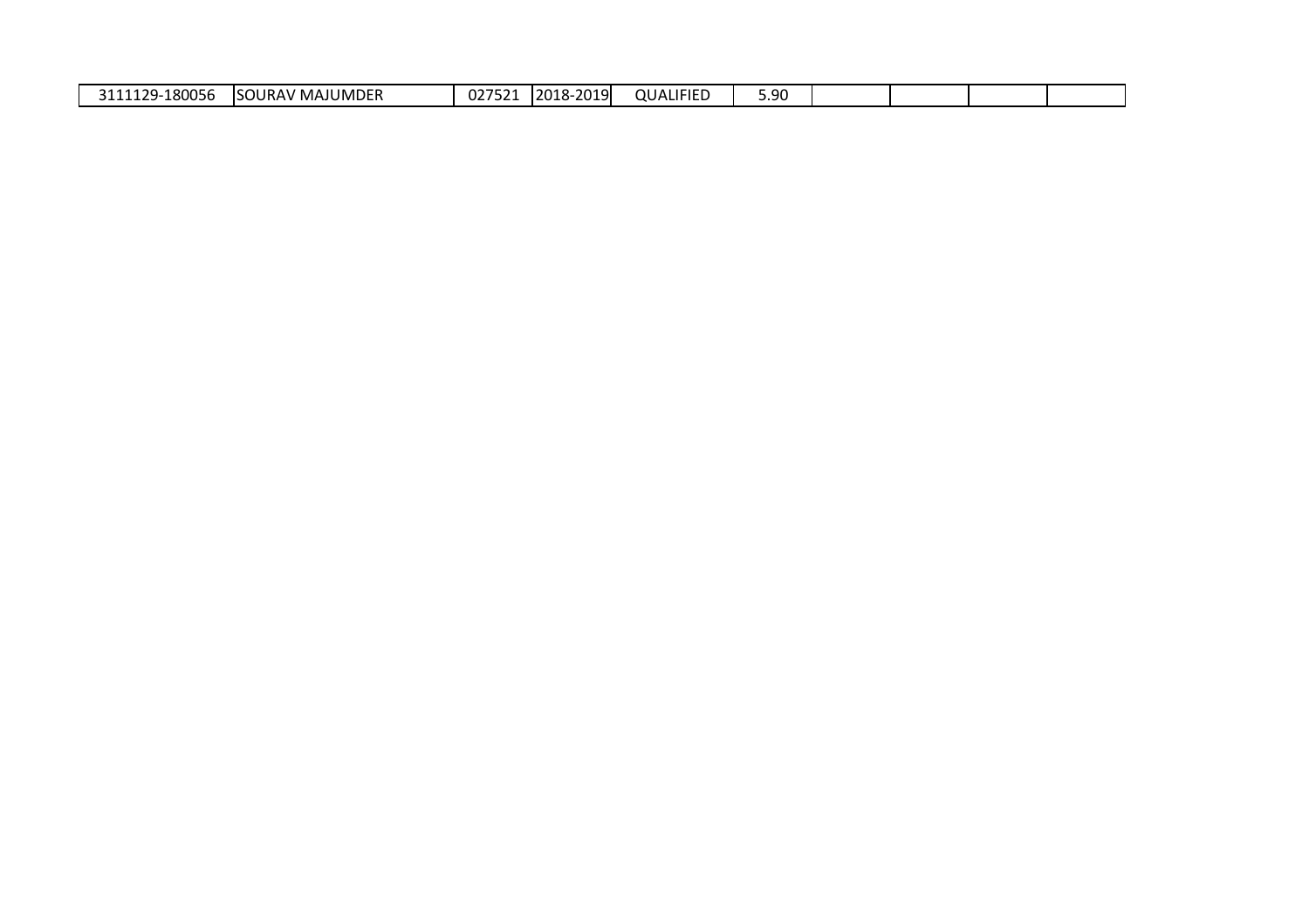| | | | | | | | | | |
|---|---|---|---|---|---|---|---|---|---|
| 3111129-180056 | SOURAV MAJUMDER | 027521 | 2018-2019 | QUALIFIED | 5.90 | | | | |